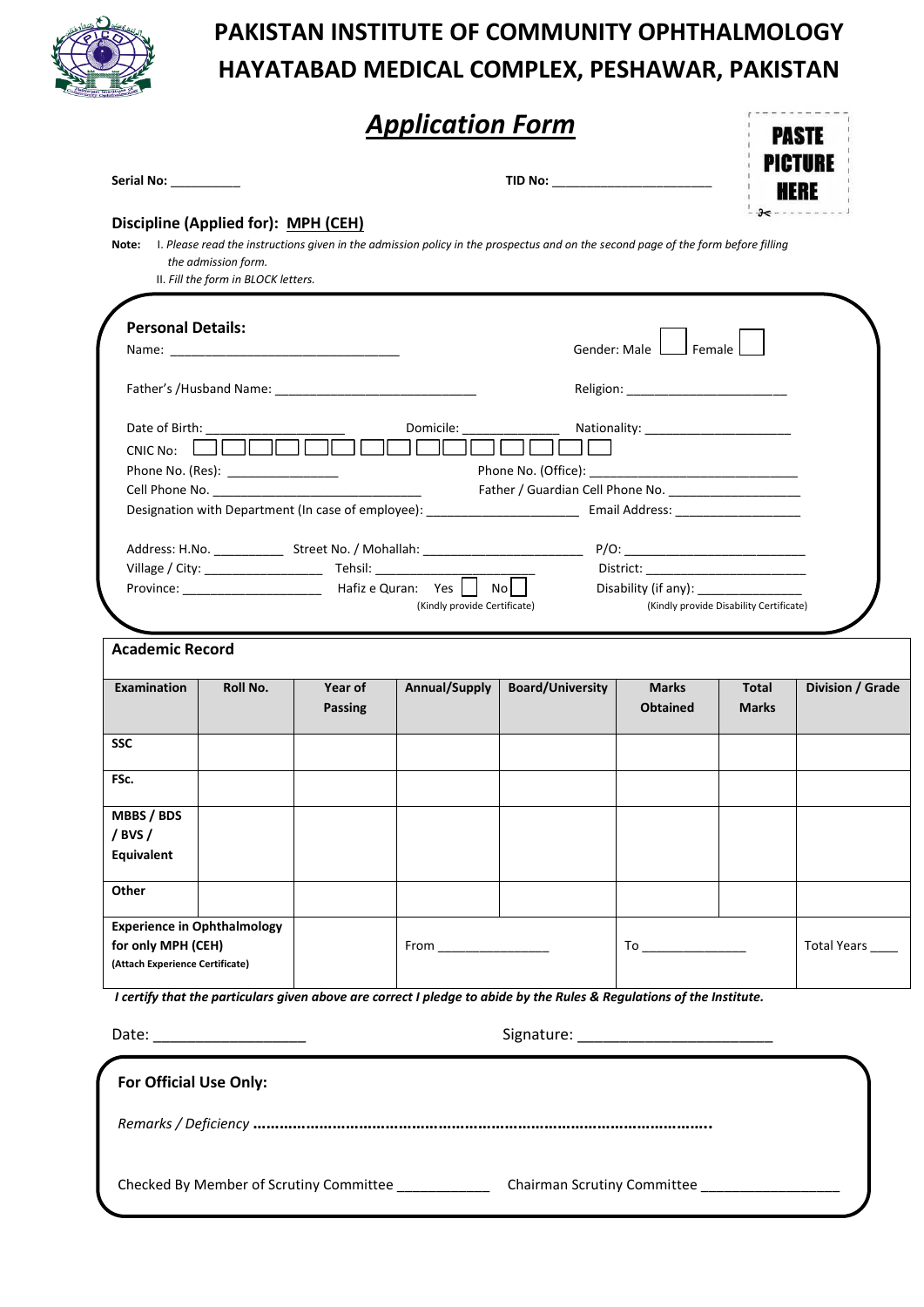# PAKISTAN INSTITUTE OF COMMUNITY OPHTHALMOLOGY
# HAYATABAD MEDICAL COMPLEX, PESHAWAR, PAKISTAN

## *Application Form*

**PASTE PICTURE HERE**

**Serial No:** __________ **TID No:** ______________________

**Discipline (Applied for): MPH (CEH)**

**Note:** I. *Please read the instructions given in the admission policy in the prospectus and on the second page of the form before filling the admission form.*
II. *Fill the form in BLOCK letters.*

### Personal Details:

Name: _________________________________ Gender: Male ☐ Female ☐

Father's /Husband Name: _____________________________ Religion: ______________________

Date of Birth: ___________________ Domicile: ______________ Nationality: ____________________

CNIC No: ☐☐☐☐☐ ☐☐☐☐☐☐☐ ☐

Phone No. (Res): _______________ Phone No. (Office): ______________________________

Cell Phone No. ______________________________ Father / Guardian Cell Phone No. __________________

Designation with Department (In case of employee): _____________________ Email Address: _________________

Address: H.No. __________ Street No. / Mohallah: ______________________ P/O: _________________________

Village / City: ________________ Tehsil: ______________________ District: _______________________

Province: ___________________ Hafiz e Quran: Yes ☐ No ☐ (Kindly provide Certificate) Disability (if any): _______________ (Kindly provide Disability Certificate)

### Academic Record

| Examination | Roll No. | Year of Passing | Annual/Supply | Board/University | Marks Obtained | Total Marks | Division / Grade |
|---|---|---|---|---|---|---|---|
| **SSC** | | | | | | | |
| **FSc.** | | | | | | | |
| **MBBS / BDS / BVS / Equivalent** | | | | | | | |
| **Other** | | | | | | | |
| **Experience in Ophthalmology for only MPH (CEH)** **(Attach Experience Certificate)** | | | From _______________ | | To ______________ | | Total Years ____ |

***I certify that the particulars given above are correct I pledge to abide by the Rules & Regulations of the Institute.***

Date: __________________ Signature: _______________________

### For Official Use Only:

*Remarks / Deficiency* **………………………………………………………………………………………..**

Checked By Member of Scrutiny Committee ____________ Chairman Scrutiny Committee _________________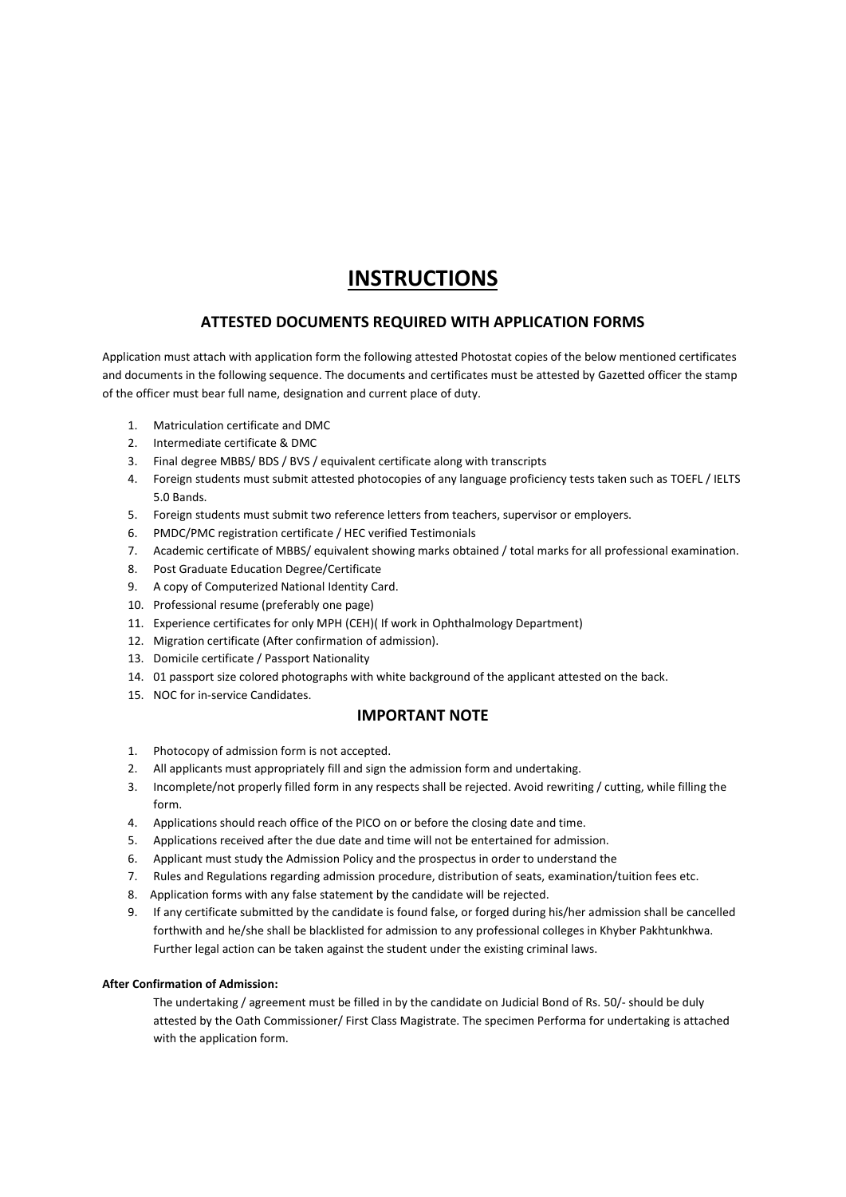# INSTRUCTIONS

## ATTESTED DOCUMENTS REQUIRED WITH APPLICATION FORMS

Application must attach with application form the following attested Photostat copies of the below mentioned certificates and documents in the following sequence. The documents and certificates must be attested by Gazetted officer the stamp of the officer must bear full name, designation and current place of duty.

1. Matriculation certificate and DMC
2. Intermediate certificate & DMC
3. Final degree MBBS/ BDS / BVS / equivalent certificate along with transcripts
4. Foreign students must submit attested photocopies of any language proficiency tests taken such as TOEFL / IELTS 5.0 Bands.
5. Foreign students must submit two reference letters from teachers, supervisor or employers.
6. PMDC/PMC registration certificate / HEC verified Testimonials
7. Academic certificate of MBBS/ equivalent showing marks obtained / total marks for all professional examination.
8. Post Graduate Education Degree/Certificate
9. A copy of Computerized National Identity Card.
10. Professional resume (preferably one page)
11. Experience certificates for only MPH (CEH)( If work in Ophthalmology Department)
12. Migration certificate (After confirmation of admission).
13. Domicile certificate / Passport Nationality
14. 01 passport size colored photographs with white background of the applicant attested on the back.
15. NOC for in-service Candidates.

## IMPORTANT NOTE

1. Photocopy of admission form is not accepted.
2. All applicants must appropriately fill and sign the admission form and undertaking.
3. Incomplete/not properly filled form in any respects shall be rejected. Avoid rewriting / cutting, while filling the form.
4. Applications should reach office of the PICO on or before the closing date and time.
5. Applications received after the due date and time will not be entertained for admission.
6. Applicant must study the Admission Policy and the prospectus in order to understand the
7. Rules and Regulations regarding admission procedure, distribution of seats, examination/tuition fees etc.
8. Application forms with any false statement by the candidate will be rejected.
9. If any certificate submitted by the candidate is found false, or forged during his/her admission shall be cancelled forthwith and he/she shall be blacklisted for admission to any professional colleges in Khyber Pakhtunkhwa. Further legal action can be taken against the student under the existing criminal laws.

**After Confirmation of Admission:**

The undertaking / agreement must be filled in by the candidate on Judicial Bond of Rs. 50/- should be duly attested by the Oath Commissioner/ First Class Magistrate. The specimen Performa for undertaking is attached with the application form.